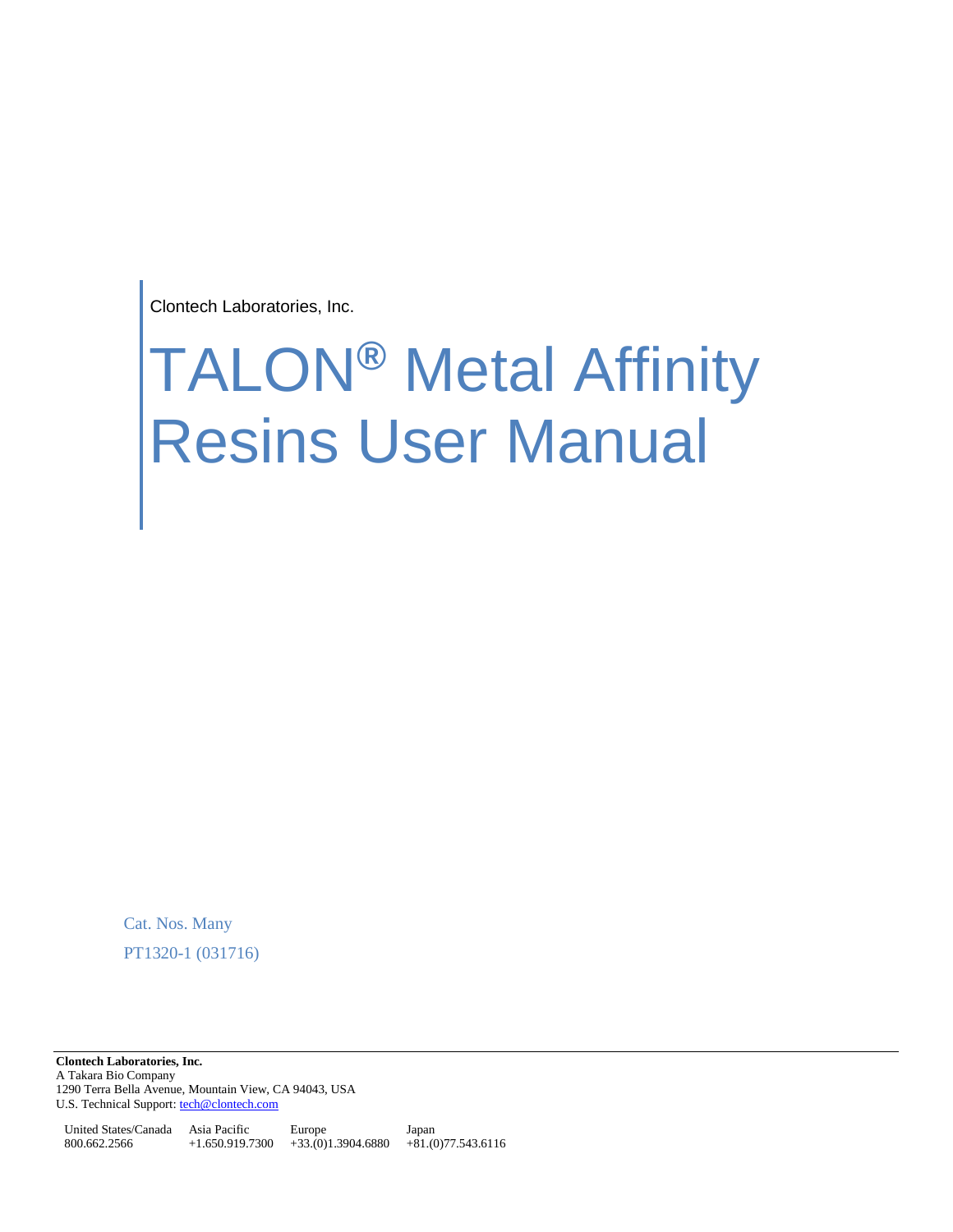Clontech Laboratories, Inc.

# TALON® Metal Affinity Resins User Manual

Cat. Nos. Many

PT1320-1 (031716)

**Clontech Laboratories, Inc.**
A Takara Bio Company
1290 Terra Bella Avenue, Mountain View, CA 94043, USA
U.S. Technical Support: tech@clontech.com

| United States/Canada | Asia Pacific | Europe | Japan |
|---|---|---|---|
| 800.662.2566 | +1.650.919.7300 | +33.(0)1.3904.6880 | +81.(0)77.543.6116 |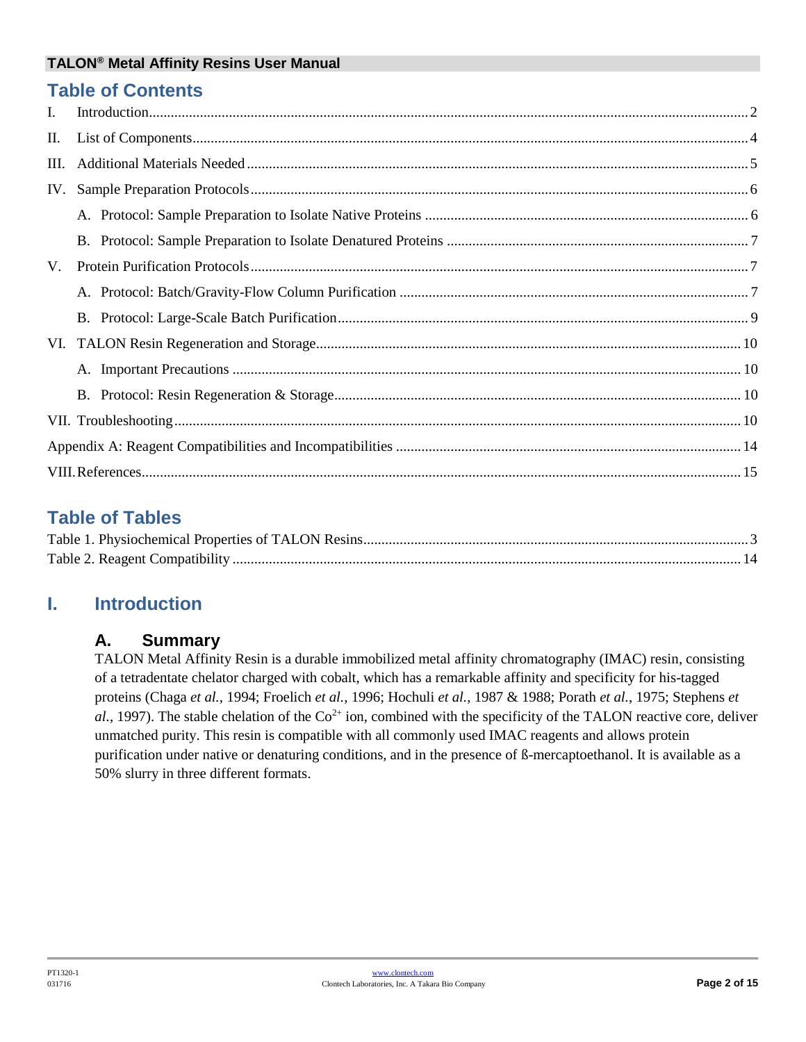# Table of Contents

I. Introduction ........ 2

II. List of Components ........ 4

III. Additional Materials Needed ........ 5

IV. Sample Preparation Protocols ........ 6

- A. Protocol: Sample Preparation to Isolate Native Proteins ........ 6
- B. Protocol: Sample Preparation to Isolate Denatured Proteins ........ 7

V. Protein Purification Protocols ........ 7

- A. Protocol: Batch/Gravity-Flow Column Purification ........ 7
- B. Protocol: Large-Scale Batch Purification ........ 9

VI. TALON Resin Regeneration and Storage ........ 10

- A. Important Precautions ........ 10
- B. Protocol: Resin Regeneration & Storage ........ 10

VII. Troubleshooting ........ 10

Appendix A: Reagent Compatibilities and Incompatibilities ........ 14

VIII. References ........ 15

# Table of Tables

Table 1. Physiochemical Properties of TALON Resins ........ 3

Table 2. Reagent Compatibility ........ 14

# I. Introduction

## A. Summary

TALON Metal Affinity Resin is a durable immobilized metal affinity chromatography (IMAC) resin, consisting of a tetradentate chelator charged with cobalt, which has a remarkable affinity and specificity for his-tagged proteins (Chaga *et al.*, 1994; Froelich *et al.*, 1996; Hochuli *et al.*, 1987 & 1988; Porath *et al.*, 1975; Stephens *et al.*, 1997). The stable chelation of the $Co^{2+}$ ion, combined with the specificity of the TALON reactive core, deliver unmatched purity. This resin is compatible with all commonly used IMAC reagents and allows protein purification under native or denaturing conditions, and in the presence of ß-mercaptoethanol. It is available as a 50% slurry in three different formats.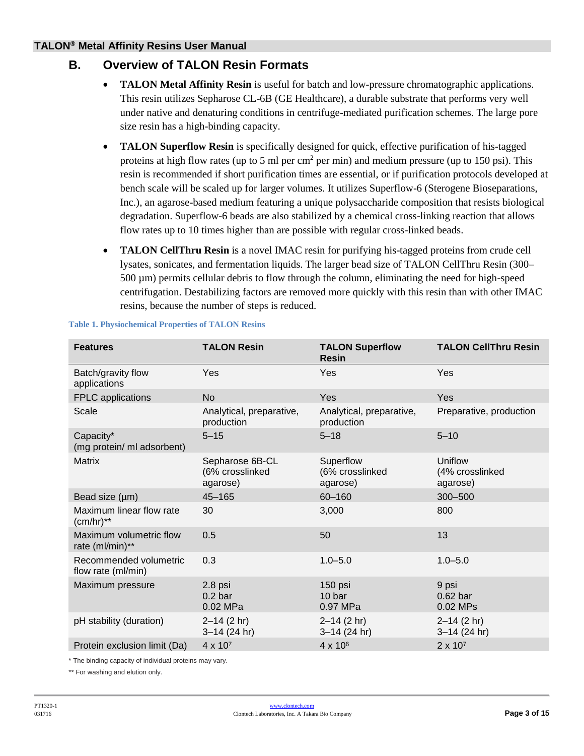## B. Overview of TALON Resin Formats

- **TALON Metal Affinity Resin** is useful for batch and low-pressure chromatographic applications. This resin utilizes Sepharose CL-6B (GE Healthcare), a durable substrate that performs very well under native and denaturing conditions in centrifuge-mediated purification schemes. The large pore size resin has a high-binding capacity.
- **TALON Superflow Resin** is specifically designed for quick, effective purification of his-tagged proteins at high flow rates (up to 5 ml per $cm^2$ per min) and medium pressure (up to 150 psi). This resin is recommended if short purification times are essential, or if purification protocols developed at bench scale will be scaled up for larger volumes. It utilizes Superflow-6 (Sterogene Bioseparations, Inc.), an agarose-based medium featuring a unique polysaccharide composition that resists biological degradation. Superflow-6 beads are also stabilized by a chemical cross-linking reaction that allows flow rates up to 10 times higher than are possible with regular cross-linked beads.
- **TALON CellThru Resin** is a novel IMAC resin for purifying his-tagged proteins from crude cell lysates, sonicates, and fermentation liquids. The larger bead size of TALON CellThru Resin (300–500 µm) permits cellular debris to flow through the column, eliminating the need for high-speed centrifugation. Destabilizing factors are removed more quickly with this resin than with other IMAC resins, because the number of steps is reduced.

**Table 1. Physiochemical Properties of TALON Resins**

| Features | TALON Resin | TALON Superflow Resin | TALON CellThru Resin |
|---|---|---|---|
| Batch/gravity flow applications | Yes | Yes | Yes |
| FPLC applications | No | Yes | Yes |
| Scale | Analytical, preparative, production | Analytical, preparative, production | Preparative, production |
| Capacity* (mg protein/ ml adsorbent) | 5–15 | 5–18 | 5–10 |
| Matrix | Sepharose 6B-CL (6% crosslinked agarose) | Superflow (6% crosslinked agarose) | Uniflow (4% crosslinked agarose) |
| Bead size (µm) | 45–165 | 60–160 | 300–500 |
| Maximum linear flow rate (cm/hr)** | 30 | 3,000 | 800 |
| Maximum volumetric flow rate (ml/min)** | 0.5 | 50 | 13 |
| Recommended volumetric flow rate (ml/min) | 0.3 | 1.0–5.0 | 1.0–5.0 |
| Maximum pressure | 2.8 psi<br>0.2 bar<br>0.02 MPa | 150 psi<br>10 bar<br>0.97 MPa | 9 psi<br>0.62 bar<br>0.02 MPs |
| pH stability (duration) | 2–14 (2 hr)<br>3–14 (24 hr) | 2–14 (2 hr)<br>3–14 (24 hr) | 2–14 (2 hr)<br>3–14 (24 hr) |
| Protein exclusion limit (Da) | $4 \times 10^7$ | $4 \times 10^6$ | $2 \times 10^7$ |

\* The binding capacity of individual proteins may vary.

** For washing and elution only.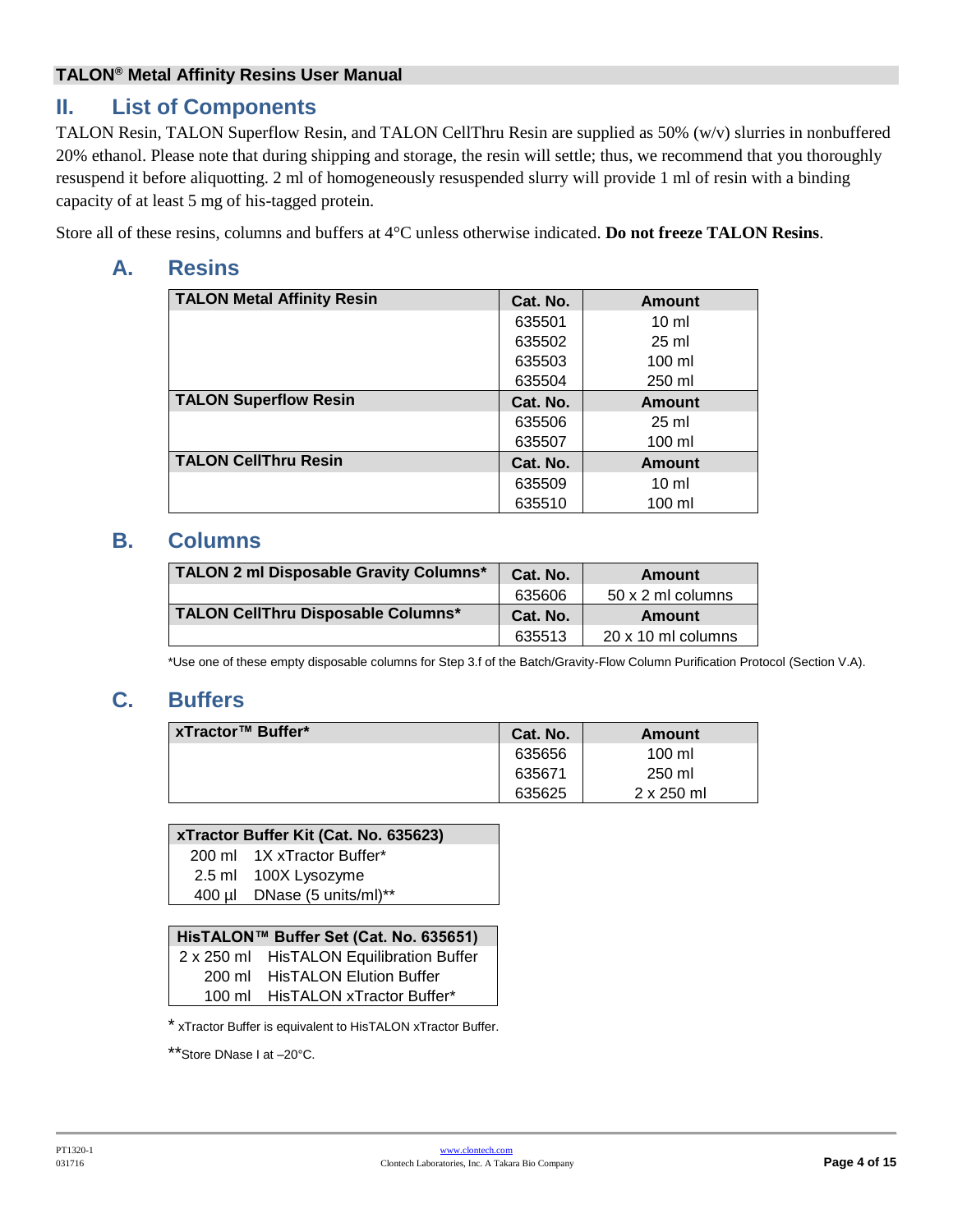## II. List of Components

TALON Resin, TALON Superflow Resin, and TALON CellThru Resin are supplied as 50% (w/v) slurries in nonbuffered 20% ethanol. Please note that during shipping and storage, the resin will settle; thus, we recommend that you thoroughly resuspend it before aliquotting. 2 ml of homogeneously resuspended slurry will provide 1 ml of resin with a binding capacity of at least 5 mg of his-tagged protein.

Store all of these resins, columns and buffers at 4°C unless otherwise indicated. **Do not freeze TALON Resins**.

### A. Resins

| TALON Metal Affinity Resin | Cat. No. | Amount |
|---|---|---|
| | 635501 | 10 ml |
| | 635502 | 25 ml |
| | 635503 | 100 ml |
| | 635504 | 250 ml |
| **TALON Superflow Resin** | **Cat. No.** | **Amount** |
| | 635506 | 25 ml |
| | 635507 | 100 ml |
| **TALON CellThru Resin** | **Cat. No.** | **Amount** |
| | 635509 | 10 ml |
| | 635510 | 100 ml |

### B. Columns

| TALON 2 ml Disposable Gravity Columns* | Cat. No. | Amount |
|---|---|---|
| | 635606 | 50 x 2 ml columns |
| **TALON CellThru Disposable Columns*** | **Cat. No.** | **Amount** |
| | 635513 | 20 x 10 ml columns |

*Use one of these empty disposable columns for Step 3.f of the Batch/Gravity-Flow Column Purification Protocol (Section V.A).

### C. Buffers

| xTractor™ Buffer* | Cat. No. | Amount |
|---|---|---|
| | 635656 | 100 ml |
| | 635671 | 250 ml |
| | 635625 | 2 x 250 ml |

| xTractor Buffer Kit (Cat. No. 635623) | |
|---|---|
| 200 ml | 1X xTractor Buffer* |
| 2.5 ml | 100X Lysozyme |
| 400 µl | DNase (5 units/ml)** |

| HisTALON™ Buffer Set (Cat. No. 635651) | |
|---|---|
| 2 x 250 ml | HisTALON Equilibration Buffer |
| 200 ml | HisTALON Elution Buffer |
| 100 ml | HisTALON xTractor Buffer* |

\* xTractor Buffer is equivalent to HisTALON xTractor Buffer.

**Store DNase I at –20°C.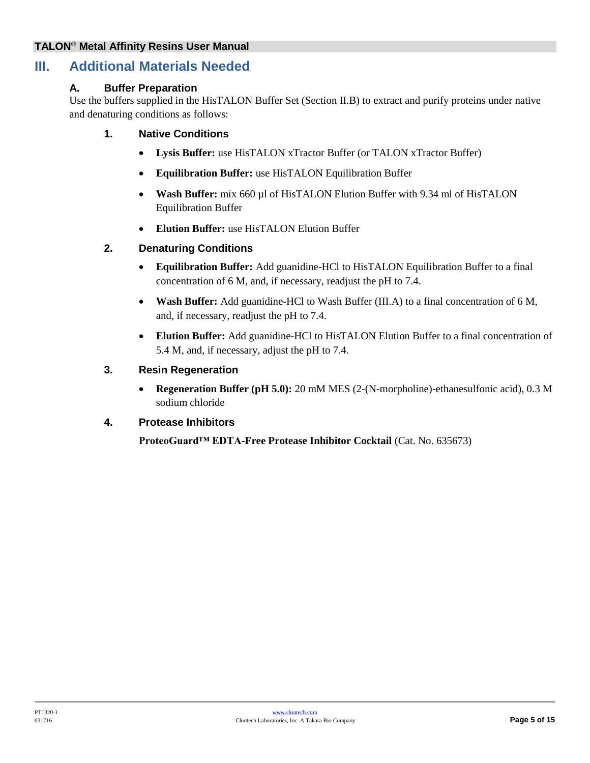## III. Additional Materials Needed

### A. Buffer Preparation

Use the buffers supplied in the HisTALON Buffer Set (Section II.B) to extract and purify proteins under native and denaturing conditions as follows:

#### 1. Native Conditions

- **Lysis Buffer:** use HisTALON xTractor Buffer (or TALON xTractor Buffer)
- **Equilibration Buffer:** use HisTALON Equilibration Buffer
- **Wash Buffer:** mix 660 µl of HisTALON Elution Buffer with 9.34 ml of HisTALON Equilibration Buffer
- **Elution Buffer:** use HisTALON Elution Buffer

#### 2. Denaturing Conditions

- **Equilibration Buffer:** Add guanidine-HCl to HisTALON Equilibration Buffer to a final concentration of 6 M, and, if necessary, readjust the pH to 7.4.
- **Wash Buffer:** Add guanidine-HCl to Wash Buffer (III.A) to a final concentration of 6 M, and, if necessary, readjust the pH to 7.4.
- **Elution Buffer:** Add guanidine-HCl to HisTALON Elution Buffer to a final concentration of 5.4 M, and, if necessary, adjust the pH to 7.4.

#### 3. Resin Regeneration

- **Regeneration Buffer (pH 5.0):** 20 mM MES (2-(N-morpholine)-ethanesulfonic acid), 0.3 M sodium chloride

#### 4. Protease Inhibitors

**ProteoGuard™ EDTA-Free Protease Inhibitor Cocktail** (Cat. No. 635673)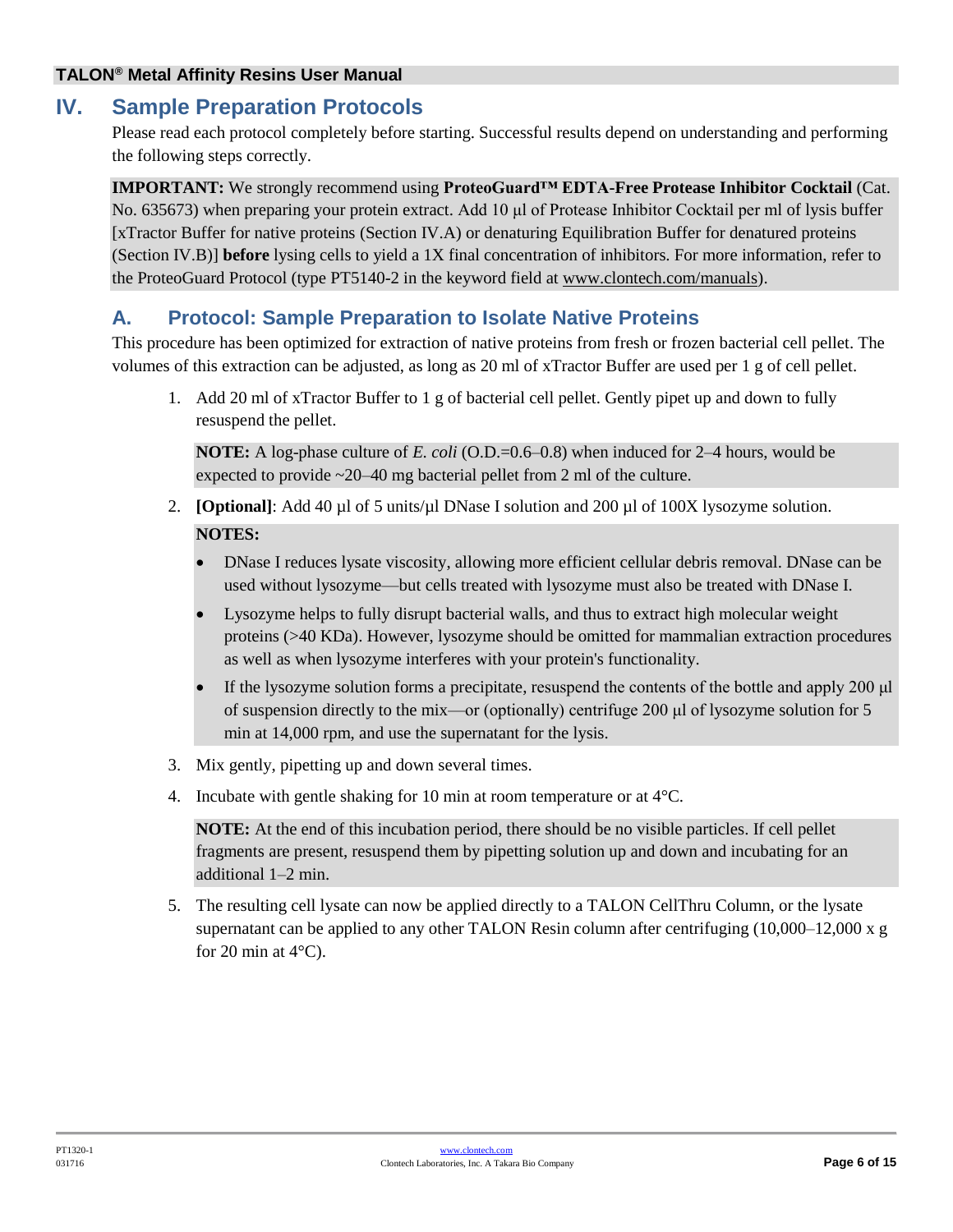# IV. Sample Preparation Protocols

Please read each protocol completely before starting. Successful results depend on understanding and performing the following steps correctly.

**IMPORTANT:** We strongly recommend using **ProteoGuard™ EDTA-Free Protease Inhibitor Cocktail** (Cat. No. 635673) when preparing your protein extract. Add 10 µl of Protease Inhibitor Cocktail per ml of lysis buffer [xTractor Buffer for native proteins (Section IV.A) or denaturing Equilibration Buffer for denatured proteins (Section IV.B)] **before** lysing cells to yield a 1X final concentration of inhibitors. For more information, refer to the ProteoGuard Protocol (type PT5140-2 in the keyword field at www.clontech.com/manuals).

## A. Protocol: Sample Preparation to Isolate Native Proteins

This procedure has been optimized for extraction of native proteins from fresh or frozen bacterial cell pellet. The volumes of this extraction can be adjusted, as long as 20 ml of xTractor Buffer are used per 1 g of cell pellet.

1. Add 20 ml of xTractor Buffer to 1 g of bacterial cell pellet. Gently pipet up and down to fully resuspend the pellet.

   **NOTE:** A log-phase culture of *E. coli* (O.D.=0.6–0.8) when induced for 2–4 hours, would be expected to provide ~20–40 mg bacterial pellet from 2 ml of the culture.

2. **[Optional]**: Add 40 µl of 5 units/µl DNase I solution and 200 µl of 100X lysozyme solution.

   **NOTES:**

   - DNase I reduces lysate viscosity, allowing more efficient cellular debris removal. DNase can be used without lysozyme—but cells treated with lysozyme must also be treated with DNase I.
   - Lysozyme helps to fully disrupt bacterial walls, and thus to extract high molecular weight proteins (>40 KDa). However, lysozyme should be omitted for mammalian extraction procedures as well as when lysozyme interferes with your protein's functionality.
   - If the lysozyme solution forms a precipitate, resuspend the contents of the bottle and apply 200 µl of suspension directly to the mix—or (optionally) centrifuge 200 µl of lysozyme solution for 5 min at 14,000 rpm, and use the supernatant for the lysis.

3. Mix gently, pipetting up and down several times.

4. Incubate with gentle shaking for 10 min at room temperature or at 4°C.

   **NOTE:** At the end of this incubation period, there should be no visible particles. If cell pellet fragments are present, resuspend them by pipetting solution up and down and incubating for an additional 1–2 min.

5. The resulting cell lysate can now be applied directly to a TALON CellThru Column, or the lysate supernatant can be applied to any other TALON Resin column after centrifuging (10,000–12,000 x g for 20 min at 4°C).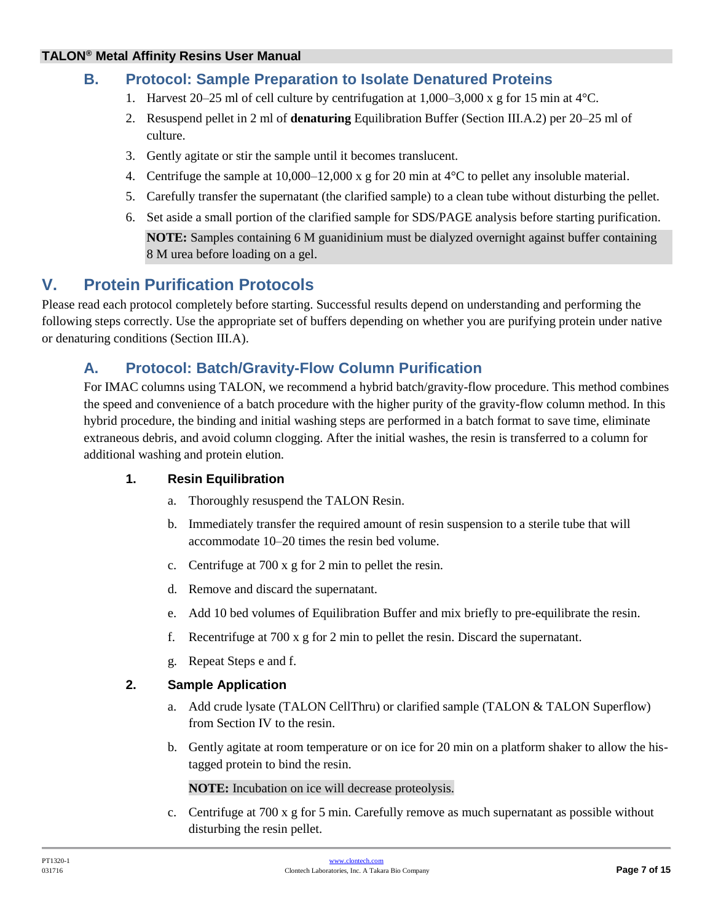## B. Protocol: Sample Preparation to Isolate Denatured Proteins

1. Harvest 20–25 ml of cell culture by centrifugation at 1,000–3,000 x g for 15 min at 4°C.
2. Resuspend pellet in 2 ml of **denaturing** Equilibration Buffer (Section III.A.2) per 20–25 ml of culture.
3. Gently agitate or stir the sample until it becomes translucent.
4. Centrifuge the sample at 10,000–12,000 x g for 20 min at 4°C to pellet any insoluble material.
5. Carefully transfer the supernatant (the clarified sample) to a clean tube without disturbing the pellet.
6. Set aside a small portion of the clarified sample for SDS/PAGE analysis before starting purification.

   **NOTE:** Samples containing 6 M guanidinium must be dialyzed overnight against buffer containing 8 M urea before loading on a gel.

# V. Protein Purification Protocols

Please read each protocol completely before starting. Successful results depend on understanding and performing the following steps correctly. Use the appropriate set of buffers depending on whether you are purifying protein under native or denaturing conditions (Section III.A).

## A. Protocol: Batch/Gravity-Flow Column Purification

For IMAC columns using TALON, we recommend a hybrid batch/gravity-flow procedure. This method combines the speed and convenience of a batch procedure with the higher purity of the gravity-flow column method. In this hybrid procedure, the binding and initial washing steps are performed in a batch format to save time, eliminate extraneous debris, and avoid column clogging. After the initial washes, the resin is transferred to a column for additional washing and protein elution.

### 1. Resin Equilibration

a. Thoroughly resuspend the TALON Resin.

b. Immediately transfer the required amount of resin suspension to a sterile tube that will accommodate 10–20 times the resin bed volume.

c. Centrifuge at 700 x g for 2 min to pellet the resin.

d. Remove and discard the supernatant.

e. Add 10 bed volumes of Equilibration Buffer and mix briefly to pre-equilibrate the resin.

f. Recentrifuge at 700 x g for 2 min to pellet the resin. Discard the supernatant.

g. Repeat Steps e and f.

### 2. Sample Application

a. Add crude lysate (TALON CellThru) or clarified sample (TALON & TALON Superflow) from Section IV to the resin.

b. Gently agitate at room temperature or on ice for 20 min on a platform shaker to allow the his-tagged protein to bind the resin.

   **NOTE:** Incubation on ice will decrease proteolysis.

c. Centrifuge at 700 x g for 5 min. Carefully remove as much supernatant as possible without disturbing the resin pellet.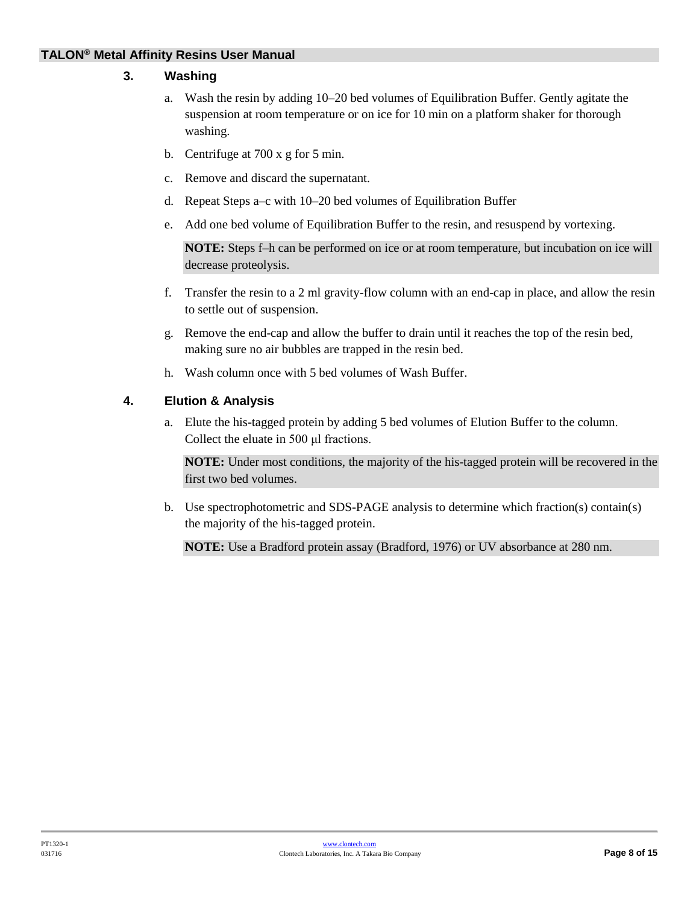### 3. Washing

a. Wash the resin by adding 10–20 bed volumes of Equilibration Buffer. Gently agitate the suspension at room temperature or on ice for 10 min on a platform shaker for thorough washing.

b. Centrifuge at 700 x g for 5 min.

c. Remove and discard the supernatant.

d. Repeat Steps a–c with 10–20 bed volumes of Equilibration Buffer

e. Add one bed volume of Equilibration Buffer to the resin, and resuspend by vortexing.

> **NOTE:** Steps f–h can be performed on ice or at room temperature, but incubation on ice will decrease proteolysis.

f. Transfer the resin to a 2 ml gravity-flow column with an end-cap in place, and allow the resin to settle out of suspension.

g. Remove the end-cap and allow the buffer to drain until it reaches the top of the resin bed, making sure no air bubbles are trapped in the resin bed.

h. Wash column once with 5 bed volumes of Wash Buffer.

### 4. Elution & Analysis

a. Elute the his-tagged protein by adding 5 bed volumes of Elution Buffer to the column. Collect the eluate in 500 μl fractions.

> **NOTE:** Under most conditions, the majority of the his-tagged protein will be recovered in the first two bed volumes.

b. Use spectrophotometric and SDS-PAGE analysis to determine which fraction(s) contain(s) the majority of the his-tagged protein.

> **NOTE:** Use a Bradford protein assay (Bradford, 1976) or UV absorbance at 280 nm.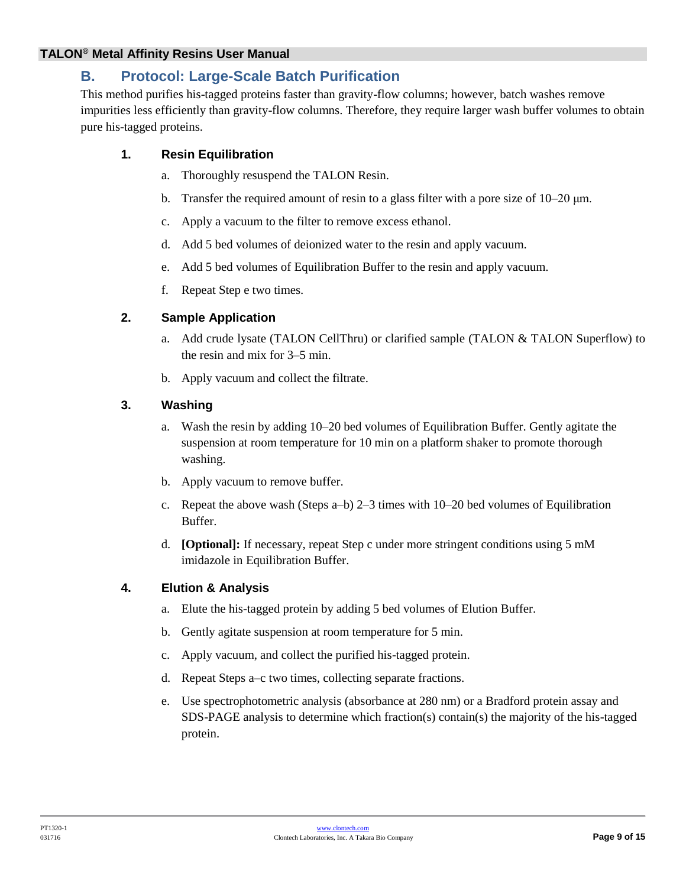## B. Protocol: Large-Scale Batch Purification

This method purifies his-tagged proteins faster than gravity-flow columns; however, batch washes remove impurities less efficiently than gravity-flow columns. Therefore, they require larger wash buffer volumes to obtain pure his-tagged proteins.

### 1. Resin Equilibration

a. Thoroughly resuspend the TALON Resin.

b. Transfer the required amount of resin to a glass filter with a pore size of 10–20 μm.

c. Apply a vacuum to the filter to remove excess ethanol.

d. Add 5 bed volumes of deionized water to the resin and apply vacuum.

e. Add 5 bed volumes of Equilibration Buffer to the resin and apply vacuum.

f. Repeat Step e two times.

### 2. Sample Application

a. Add crude lysate (TALON CellThru) or clarified sample (TALON & TALON Superflow) to the resin and mix for 3–5 min.

b. Apply vacuum and collect the filtrate.

### 3. Washing

a. Wash the resin by adding 10–20 bed volumes of Equilibration Buffer. Gently agitate the suspension at room temperature for 10 min on a platform shaker to promote thorough washing.

b. Apply vacuum to remove buffer.

c. Repeat the above wash (Steps a–b) 2–3 times with 10–20 bed volumes of Equilibration Buffer.

d. **[Optional]:** If necessary, repeat Step c under more stringent conditions using 5 mM imidazole in Equilibration Buffer.

### 4. Elution & Analysis

a. Elute the his-tagged protein by adding 5 bed volumes of Elution Buffer.

b. Gently agitate suspension at room temperature for 5 min.

c. Apply vacuum, and collect the purified his-tagged protein.

d. Repeat Steps a–c two times, collecting separate fractions.

e. Use spectrophotometric analysis (absorbance at 280 nm) or a Bradford protein assay and SDS-PAGE analysis to determine which fraction(s) contain(s) the majority of the his-tagged protein.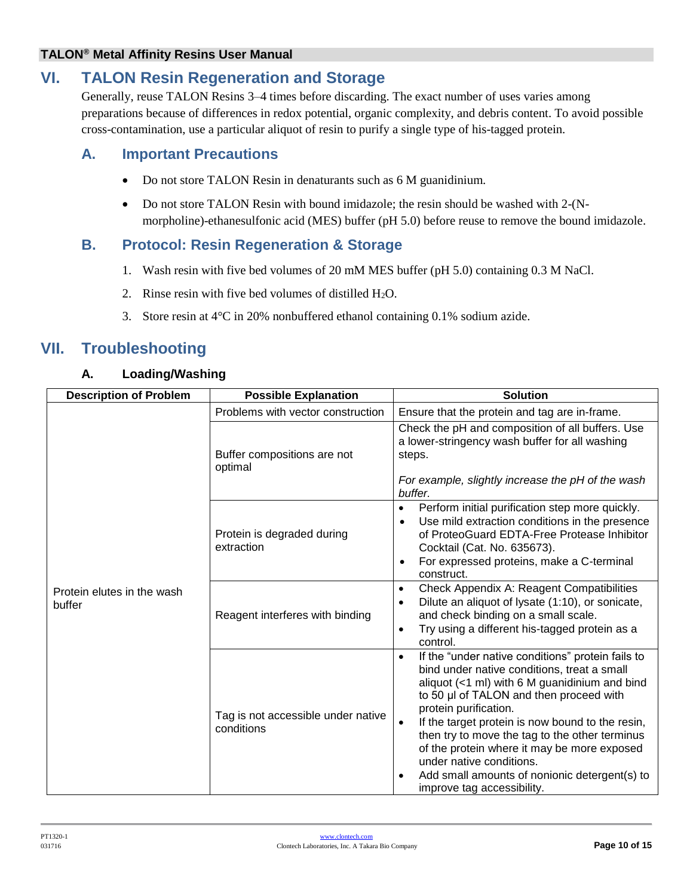## VI. TALON Resin Regeneration and Storage

Generally, reuse TALON Resins 3–4 times before discarding. The exact number of uses varies among preparations because of differences in redox potential, organic complexity, and debris content. To avoid possible cross-contamination, use a particular aliquot of resin to purify a single type of his-tagged protein.

### A. Important Precautions

- Do not store TALON Resin in denaturants such as 6 M guanidinium.
- Do not store TALON Resin with bound imidazole; the resin should be washed with 2-(N-morpholine)-ethanesulfonic acid (MES) buffer (pH 5.0) before reuse to remove the bound imidazole.

### B. Protocol: Resin Regeneration & Storage

1. Wash resin with five bed volumes of 20 mM MES buffer (pH 5.0) containing 0.3 M NaCl.
2. Rinse resin with five bed volumes of distilled $H_2O$.
3. Store resin at 4°C in 20% nonbuffered ethanol containing 0.1% sodium azide.

## VII. Troubleshooting

### A. Loading/Washing

| Description of Problem | Possible Explanation | Solution |
|---|---|---|
| Protein elutes in the wash buffer | Problems with vector construction | Ensure that the protein and tag are in-frame. |
| | Buffer compositions are not optimal | Check the pH and composition of all buffers. Use a lower-stringency wash buffer for all washing steps.<br><br>*For example, slightly increase the pH of the wash buffer.* |
| | Protein is degraded during extraction | • Perform initial purification step more quickly.<br>• Use mild extraction conditions in the presence of ProteoGuard EDTA-Free Protease Inhibitor Cocktail (Cat. No. 635673).<br>• For expressed proteins, make a C-terminal construct. |
| | Reagent interferes with binding | • Check Appendix A: Reagent Compatibilities<br>• Dilute an aliquot of lysate (1:10), or sonicate, and check binding on a small scale.<br>• Try using a different his-tagged protein as a control. |
| | Tag is not accessible under native conditions | • If the "under native conditions" protein fails to bind under native conditions, treat a small aliquot (<1 ml) with 6 M guanidinium and bind to 50 µl of TALON and then proceed with protein purification.<br>• If the target protein is now bound to the resin, then try to move the tag to the other terminus of the protein where it may be more exposed under native conditions.<br>• Add small amounts of nonionic detergent(s) to improve tag accessibility. |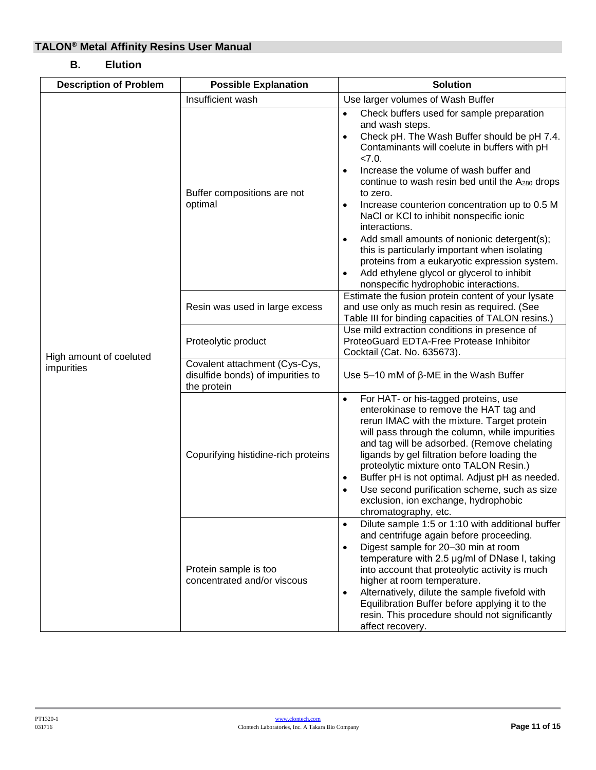### B. Elution

| Description of Problem | Possible Explanation | Solution |
|---|---|---|
| High amount of coeluted impurities | Insufficient wash | Use larger volumes of Wash Buffer |
| | Buffer compositions are not optimal | • Check buffers used for sample preparation and wash steps.<br>• Check pH. The Wash Buffer should be pH 7.4. Contaminants will coelute in buffers with pH <7.0.<br>• Increase the volume of wash buffer and continue to wash resin bed until the $A_{280}$ drops to zero.<br>• Increase counterion concentration up to 0.5 M NaCl or KCl to inhibit nonspecific ionic interactions.<br>• Add small amounts of nonionic detergent(s); this is particularly important when isolating proteins from a eukaryotic expression system.<br>• Add ethylene glycol or glycerol to inhibit nonspecific hydrophobic interactions. |
| | Resin was used in large excess | Estimate the fusion protein content of your lysate and use only as much resin as required. (See Table III for binding capacities of TALON resins.) |
| | Proteolytic product | Use mild extraction conditions in presence of ProteoGuard EDTA-Free Protease Inhibitor Cocktail (Cat. No. 635673). |
| | Covalent attachment (Cys-Cys, disulfide bonds) of impurities to the protein | Use 5–10 mM of β-ME in the Wash Buffer |
| | Copurifying histidine-rich proteins | • For HAT- or his-tagged proteins, use enterokinase to remove the HAT tag and rerun IMAC with the mixture. Target protein will pass through the column, while impurities and tag will be adsorbed. (Remove chelating ligands by gel filtration before loading the proteolytic mixture onto TALON Resin.)<br>• Buffer pH is not optimal. Adjust pH as needed.<br>• Use second purification scheme, such as size exclusion, ion exchange, hydrophobic chromatography, etc. |
| | Protein sample is too concentrated and/or viscous | • Dilute sample 1:5 or 1:10 with additional buffer and centrifuge again before proceeding.<br>• Digest sample for 20–30 min at room temperature with 2.5 µg/ml of DNase I, taking into account that proteolytic activity is much higher at room temperature.<br>• Alternatively, dilute the sample fivefold with Equilibration Buffer before applying it to the resin. This procedure should not significantly affect recovery. |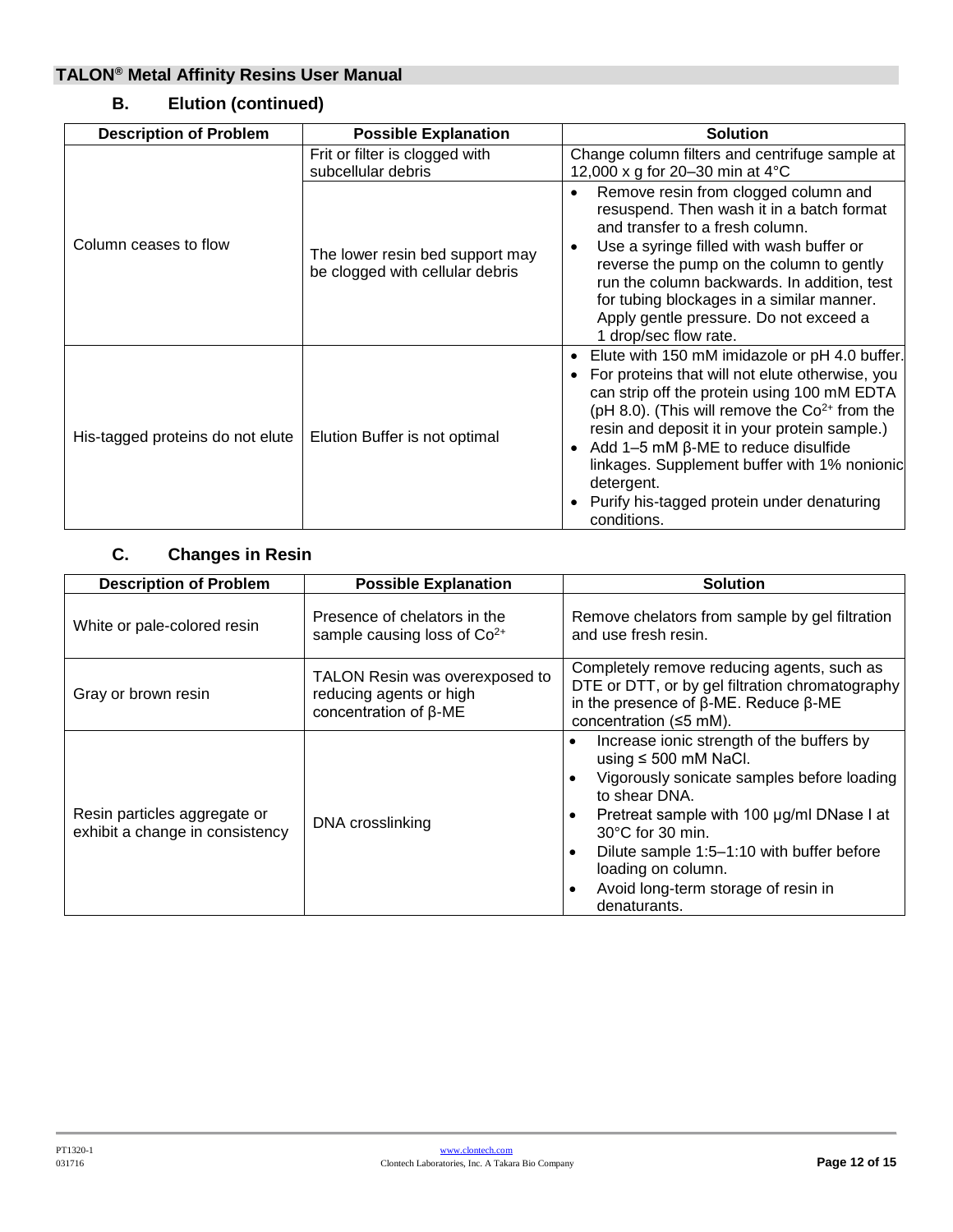### B. Elution (continued)

| Description of Problem | Possible Explanation | Solution |
|---|---|---|
| Column ceases to flow | Frit or filter is clogged with subcellular debris | Change column filters and centrifuge sample at 12,000 x g for 20–30 min at 4°C |
| | The lower resin bed support may be clogged with cellular debris | • Remove resin from clogged column and resuspend. Then wash it in a batch format and transfer to a fresh column.<br>• Use a syringe filled with wash buffer or reverse the pump on the column to gently run the column backwards. In addition, test for tubing blockages in a similar manner. Apply gentle pressure. Do not exceed a 1 drop/sec flow rate. |
| His-tagged proteins do not elute | Elution Buffer is not optimal | • Elute with 150 mM imidazole or pH 4.0 buffer.<br>• For proteins that will not elute otherwise, you can strip off the protein using 100 mM EDTA (pH 8.0). (This will remove the $Co^{2+}$ from the resin and deposit it in your protein sample.)<br>• Add 1–5 mM β-ME to reduce disulfide linkages. Supplement buffer with 1% nonionic detergent.<br>• Purify his-tagged protein under denaturing conditions. |

### C. Changes in Resin

| Description of Problem | Possible Explanation | Solution |
|---|---|---|
| White or pale-colored resin | Presence of chelators in the sample causing loss of $Co^{2+}$ | Remove chelators from sample by gel filtration and use fresh resin. |
| Gray or brown resin | TALON Resin was overexposed to reducing agents or high concentration of β-ME | Completely remove reducing agents, such as DTE or DTT, or by gel filtration chromatography in the presence of β-ME. Reduce β-ME concentration (≤5 mM). |
| Resin particles aggregate or exhibit a change in consistency | DNA crosslinking | • Increase ionic strength of the buffers by using ≤ 500 mM NaCl.<br>• Vigorously sonicate samples before loading to shear DNA.<br>• Pretreat sample with 100 µg/ml DNase I at 30°C for 30 min.<br>• Dilute sample 1:5–1:10 with buffer before loading on column.<br>• Avoid long-term storage of resin in denaturants. |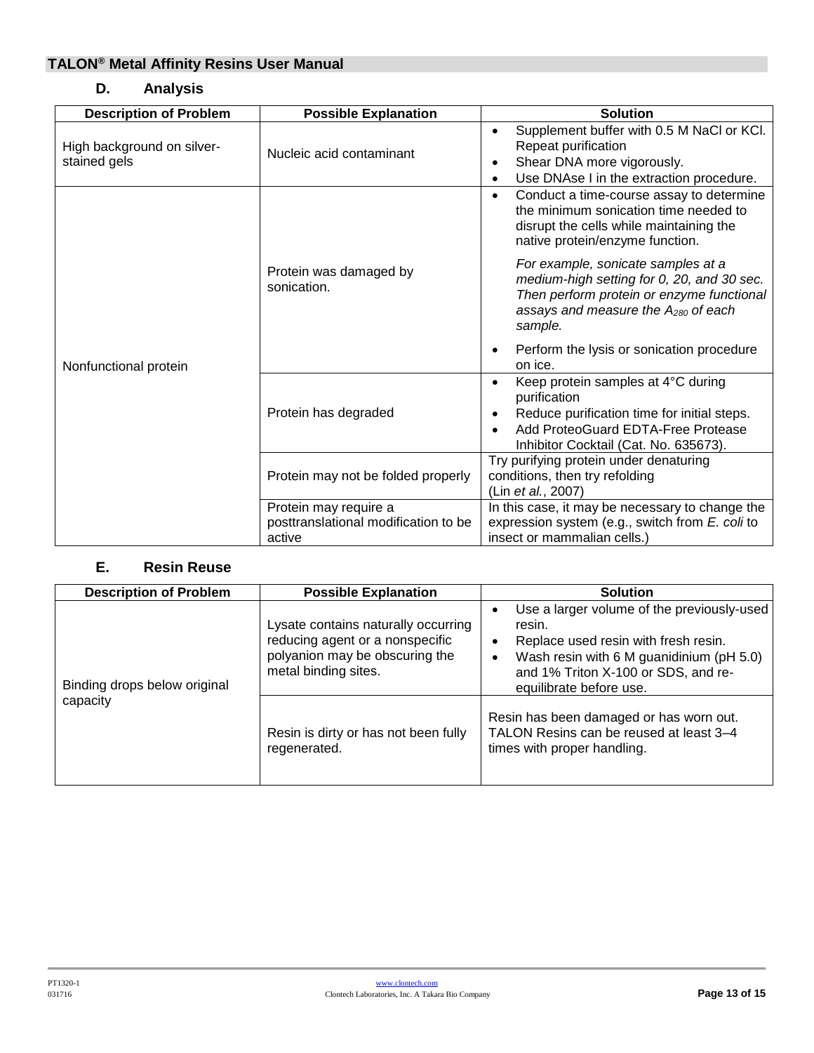### D. Analysis

| Description of Problem | Possible Explanation | Solution |
|---|---|---|
| High background on silver-stained gels | Nucleic acid contaminant | • Supplement buffer with 0.5 M NaCl or KCl. Repeat purification<br>• Shear DNA more vigorously.<br>• Use DNAse I in the extraction procedure. |
| Nonfunctional protein | Protein was damaged by sonication. | • Conduct a time-course assay to determine the minimum sonication time needed to disrupt the cells while maintaining the native protein/enzyme function.<br>*For example, sonicate samples at a medium-high setting for 0, 20, and 30 sec. Then perform protein or enzyme functional assays and measure the $A_{280}$ of each sample.*<br>• Perform the lysis or sonication procedure on ice. |
| | Protein has degraded | • Keep protein samples at 4°C during purification<br>• Reduce purification time for initial steps.<br>• Add ProteoGuard EDTA-Free Protease Inhibitor Cocktail (Cat. No. 635673). |
| | Protein may not be folded properly | Try purifying protein under denaturing conditions, then try refolding (Lin *et al.*, 2007) |
| | Protein may require a posttranslational modification to be active | In this case, it may be necessary to change the expression system (e.g., switch from *E. coli* to insect or mammalian cells.) |

### E. Resin Reuse

| Description of Problem | Possible Explanation | Solution |
|---|---|---|
| Binding drops below original capacity | Lysate contains naturally occurring reducing agent or a nonspecific polyanion may be obscuring the metal binding sites. | • Use a larger volume of the previously-used resin.<br>• Replace used resin with fresh resin.<br>• Wash resin with 6 M guanidinium (pH 5.0) and 1% Triton X-100 or SDS, and re-equilibrate before use. |
| | Resin is dirty or has not been fully regenerated. | Resin has been damaged or has worn out. TALON Resins can be reused at least 3–4 times with proper handling. |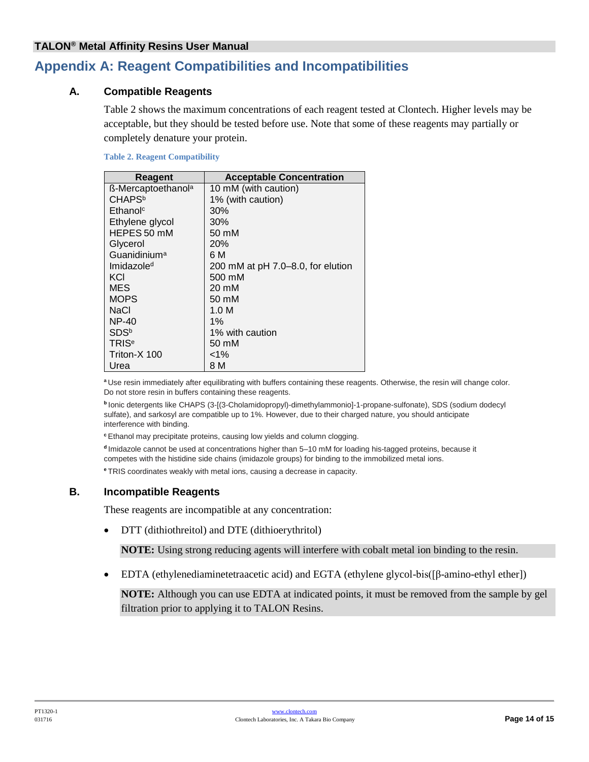# Appendix A: Reagent Compatibilities and Incompatibilities

## A. Compatible Reagents

Table 2 shows the maximum concentrations of each reagent tested at Clontech. Higher levels may be acceptable, but they should be tested before use. Note that some of these reagents may partially or completely denature your protein.

**Table 2. Reagent Compatibility**

| Reagent | Acceptable Concentration |
|---|---|
| ß-Mercaptoethanol[a] | 10 mM (with caution) |
| CHAPS[b] | 1% (with caution) |
| Ethanol[c] | 30% |
| Ethylene glycol | 30% |
| HEPES 50 mM | 50 mM |
| Glycerol | 20% |
| Guanidinium[a] | 6 M |
| Imidazole[d] | 200 mM at pH 7.0–8.0, for elution |
| KCl | 500 mM |
| MES | 20 mM |
| MOPS | 50 mM |
| NaCl | 1.0 M |
| NP-40 | 1% |
| SDS[b] | 1% with caution |
| TRIS[e] | 50 mM |
| Triton-X 100 | <1% |
| Urea | 8 M |

[a] Use resin immediately after equilibrating with buffers containing these reagents. Otherwise, the resin will change color. Do not store resin in buffers containing these reagents.

[b] Ionic detergents like CHAPS (3-[(3-Cholamidopropyl)-dimethylammonio]-1-propane-sulfonate), SDS (sodium dodecyl sulfate), and sarkosyl are compatible up to 1%. However, due to their charged nature, you should anticipate interference with binding.

[c] Ethanol may precipitate proteins, causing low yields and column clogging.

[d] Imidazole cannot be used at concentrations higher than 5–10 mM for loading his-tagged proteins, because it competes with the histidine side chains (imidazole groups) for binding to the immobilized metal ions.

[e] TRIS coordinates weakly with metal ions, causing a decrease in capacity.

## B. Incompatible Reagents

These reagents are incompatible at any concentration:

- DTT (dithiothreitol) and DTE (dithioerythritol)

  **NOTE:** Using strong reducing agents will interfere with cobalt metal ion binding to the resin.

- EDTA (ethylenediaminetetraacetic acid) and EGTA (ethylene glycol-bis([β-amino-ethyl ether])

  **NOTE:** Although you can use EDTA at indicated points, it must be removed from the sample by gel filtration prior to applying it to TALON Resins.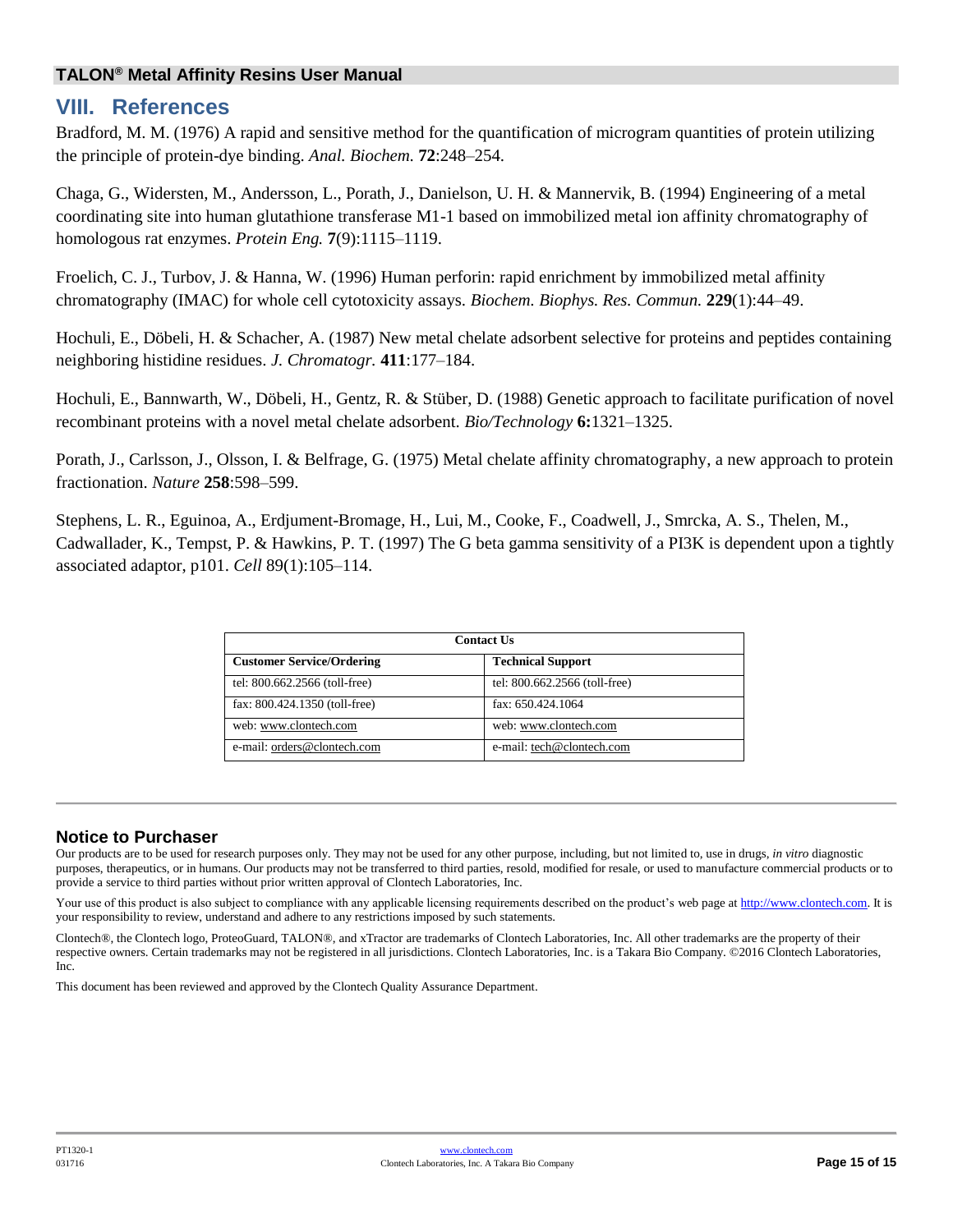## VIII. References

Bradford, M. M. (1976) A rapid and sensitive method for the quantification of microgram quantities of protein utilizing the principle of protein-dye binding. *Anal. Biochem.* **72**:248–254.

Chaga, G., Widersten, M., Andersson, L., Porath, J., Danielson, U. H. & Mannervik, B. (1994) Engineering of a metal coordinating site into human glutathione transferase M1-1 based on immobilized metal ion affinity chromatography of homologous rat enzymes. *Protein Eng.* **7**(9):1115–1119.

Froelich, C. J., Turbov, J. & Hanna, W. (1996) Human perforin: rapid enrichment by immobilized metal affinity chromatography (IMAC) for whole cell cytotoxicity assays. *Biochem. Biophys. Res. Commun.* **229**(1):44–49.

Hochuli, E., Döbeli, H. & Schacher, A. (1987) New metal chelate adsorbent selective for proteins and peptides containing neighboring histidine residues. *J. Chromatogr.* **411**:177–184.

Hochuli, E., Bannwarth, W., Döbeli, H., Gentz, R. & Stüber, D. (1988) Genetic approach to facilitate purification of novel recombinant proteins with a novel metal chelate adsorbent. *Bio/Technology* **6:**1321–1325.

Porath, J., Carlsson, J., Olsson, I. & Belfrage, G. (1975) Metal chelate affinity chromatography, a new approach to protein fractionation. *Nature* **258**:598–599.

Stephens, L. R., Eguinoa, A., Erdjument-Bromage, H., Lui, M., Cooke, F., Coadwell, J., Smrcka, A. S., Thelen, M., Cadwallader, K., Tempst, P. & Hawkins, P. T. (1997) The G beta gamma sensitivity of a PI3K is dependent upon a tightly associated adaptor, p101. *Cell* 89(1):105–114.

| Contact Us | |
|---|---|
| **Customer Service/Ordering** | **Technical Support** |
| tel: 800.662.2566 (toll-free) | tel: 800.662.2566 (toll-free) |
| fax: 800.424.1350 (toll-free) | fax: 650.424.1064 |
| web: www.clontech.com | web: www.clontech.com |
| e-mail: orders@clontech.com | e-mail: tech@clontech.com |

### Notice to Purchaser

Our products are to be used for research purposes only. They may not be used for any other purpose, including, but not limited to, use in drugs, *in vitro* diagnostic purposes, therapeutics, or in humans. Our products may not be transferred to third parties, resold, modified for resale, or used to manufacture commercial products or to provide a service to third parties without prior written approval of Clontech Laboratories, Inc.

Your use of this product is also subject to compliance with any applicable licensing requirements described on the product's web page at http://www.clontech.com. It is your responsibility to review, understand and adhere to any restrictions imposed by such statements.

Clontech®, the Clontech logo, ProteoGuard, TALON®, and xTractor are trademarks of Clontech Laboratories, Inc. All other trademarks are the property of their respective owners. Certain trademarks may not be registered in all jurisdictions. Clontech Laboratories, Inc. is a Takara Bio Company. ©2016 Clontech Laboratories, Inc.

This document has been reviewed and approved by the Clontech Quality Assurance Department.